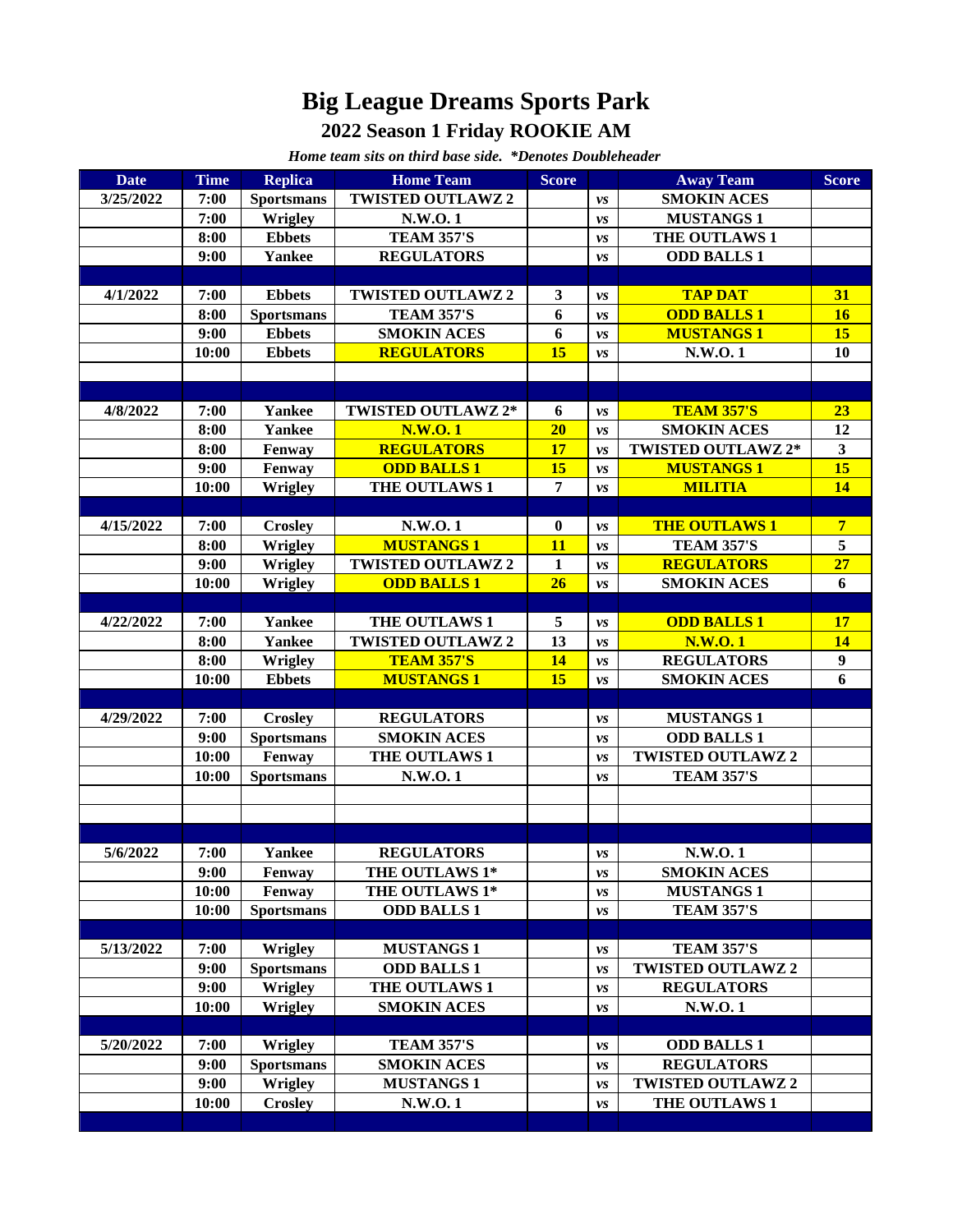# Big League Dreams Sports Park

## 2022 Season 1 Friday ROOKIE AM

*Home team sits on third base side. *Denotes Doubleheader*

| Date | Time | Replica | Home Team | Score | | Away Team | Score |
|---|---|---|---|---|---|---|---|
| 3/25/2022 | 7:00 | Sportsmans | TWISTED OUTLAWZ 2 | | vs | SMOKIN ACES | |
| | 7:00 | Wrigley | N.W.O. 1 | | vs | MUSTANGS 1 | |
| | 8:00 | Ebbets | TEAM 357'S | | vs | THE OUTLAWS 1 | |
| | 9:00 | Yankee | REGULATORS | | vs | ODD BALLS 1 | |
| | | | | | | | |
| 4/1/2022 | 7:00 | Ebbets | TWISTED OUTLAWZ 2 | 3 | vs | TAP DAT | 31 |
| | 8:00 | Sportsmans | TEAM 357'S | 6 | vs | ODD BALLS 1 | 16 |
| | 9:00 | Ebbets | SMOKIN ACES | 6 | vs | MUSTANGS 1 | 15 |
| | 10:00 | Ebbets | REGULATORS | 15 | vs | N.W.O. 1 | 10 |
| | | | | | | | |
| | | | | | | | |
| 4/8/2022 | 7:00 | Yankee | TWISTED OUTLAWZ 2* | 6 | vs | TEAM 357'S | 23 |
| | 8:00 | Yankee | N.W.O. 1 | 20 | vs | SMOKIN ACES | 12 |
| | 8:00 | Fenway | REGULATORS | 17 | vs | TWISTED OUTLAWZ 2* | 3 |
| | 9:00 | Fenway | ODD BALLS 1 | 15 | vs | MUSTANGS 1 | 15 |
| | 10:00 | Wrigley | THE OUTLAWS 1 | 7 | vs | MILITIA | 14 |
| | | | | | | | |
| 4/15/2022 | 7:00 | Crosley | N.W.O. 1 | 0 | vs | THE OUTLAWS 1 | 7 |
| | 8:00 | Wrigley | MUSTANGS 1 | 11 | vs | TEAM 357'S | 5 |
| | 9:00 | Wrigley | TWISTED OUTLAWZ 2 | 1 | vs | REGULATORS | 27 |
| | 10:00 | Wrigley | ODD BALLS 1 | 26 | vs | SMOKIN ACES | 6 |
| | | | | | | | |
| 4/22/2022 | 7:00 | Yankee | THE OUTLAWS 1 | 5 | vs | ODD BALLS 1 | 17 |
| | 8:00 | Yankee | TWISTED OUTLAWZ 2 | 13 | vs | N.W.O. 1 | 14 |
| | 8:00 | Wrigley | TEAM 357'S | 14 | vs | REGULATORS | 9 |
| | 10:00 | Ebbets | MUSTANGS 1 | 15 | vs | SMOKIN ACES | 6 |
| | | | | | | | |
| 4/29/2022 | 7:00 | Crosley | REGULATORS | | vs | MUSTANGS 1 | |
| | 9:00 | Sportsmans | SMOKIN ACES | | vs | ODD BALLS 1 | |
| | 10:00 | Fenway | THE OUTLAWS 1 | | vs | TWISTED OUTLAWZ 2 | |
| | 10:00 | Sportsmans | N.W.O. 1 | | vs | TEAM 357'S | |
| | | | | | | | |
| | | | | | | | |
| | | | | | | | |
| 5/6/2022 | 7:00 | Yankee | REGULATORS | | vs | N.W.O. 1 | |
| | 9:00 | Fenway | THE OUTLAWS 1* | | vs | SMOKIN ACES | |
| | 10:00 | Fenway | THE OUTLAWS 1* | | vs | MUSTANGS 1 | |
| | 10:00 | Sportsmans | ODD BALLS 1 | | vs | TEAM 357'S | |
| | | | | | | | |
| 5/13/2022 | 7:00 | Wrigley | MUSTANGS 1 | | vs | TEAM 357'S | |
| | 9:00 | Sportsmans | ODD BALLS 1 | | vs | TWISTED OUTLAWZ 2 | |
| | 9:00 | Wrigley | THE OUTLAWS 1 | | vs | REGULATORS | |
| | 10:00 | Wrigley | SMOKIN ACES | | vs | N.W.O. 1 | |
| | | | | | | | |
| 5/20/2022 | 7:00 | Wrigley | TEAM 357'S | | vs | ODD BALLS 1 | |
| | 9:00 | Sportsmans | SMOKIN ACES | | vs | REGULATORS | |
| | 9:00 | Wrigley | MUSTANGS 1 | | vs | TWISTED OUTLAWZ 2 | |
| | 10:00 | Crosley | N.W.O. 1 | | vs | THE OUTLAWS 1 | |
| | | | | | | | |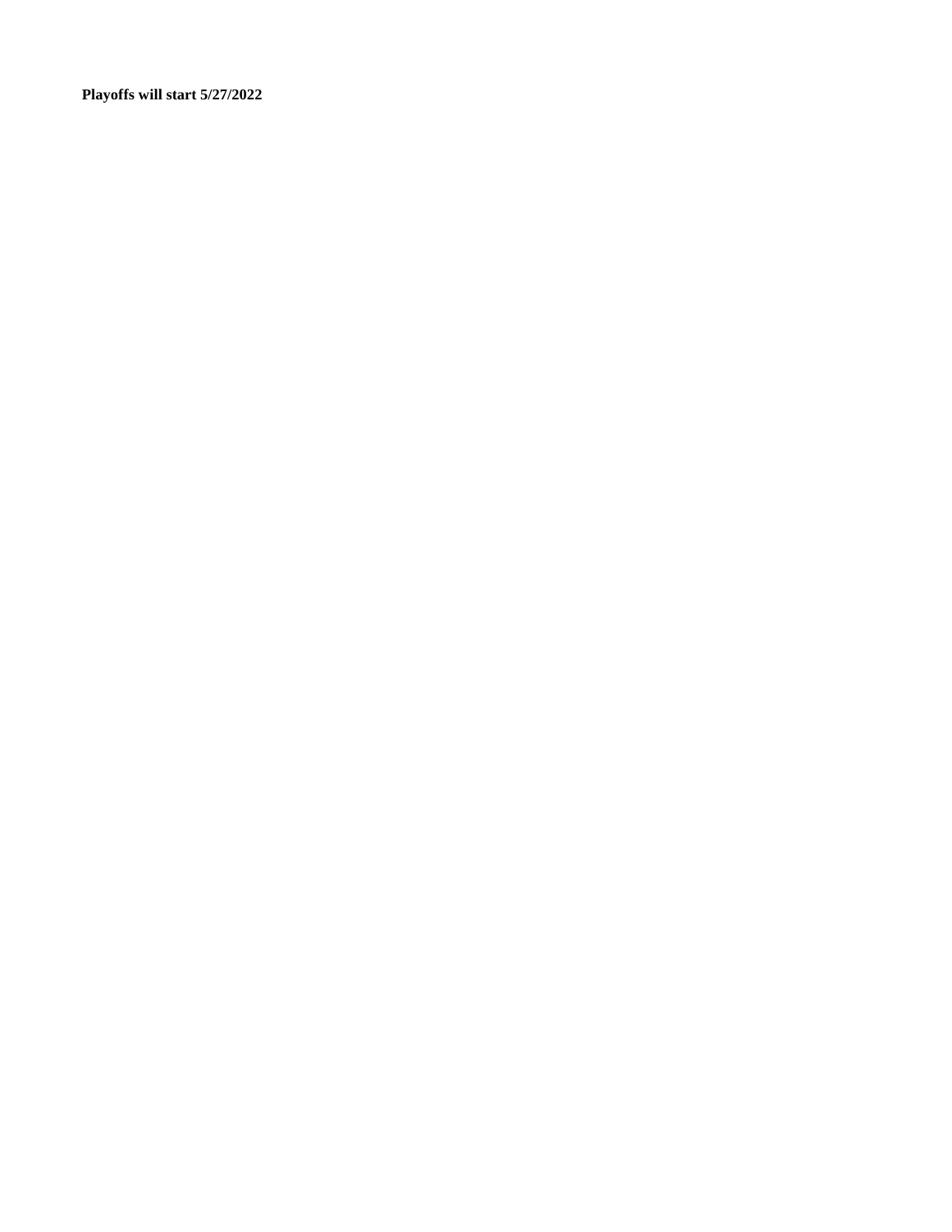**Playoffs will start 5/27/2022**